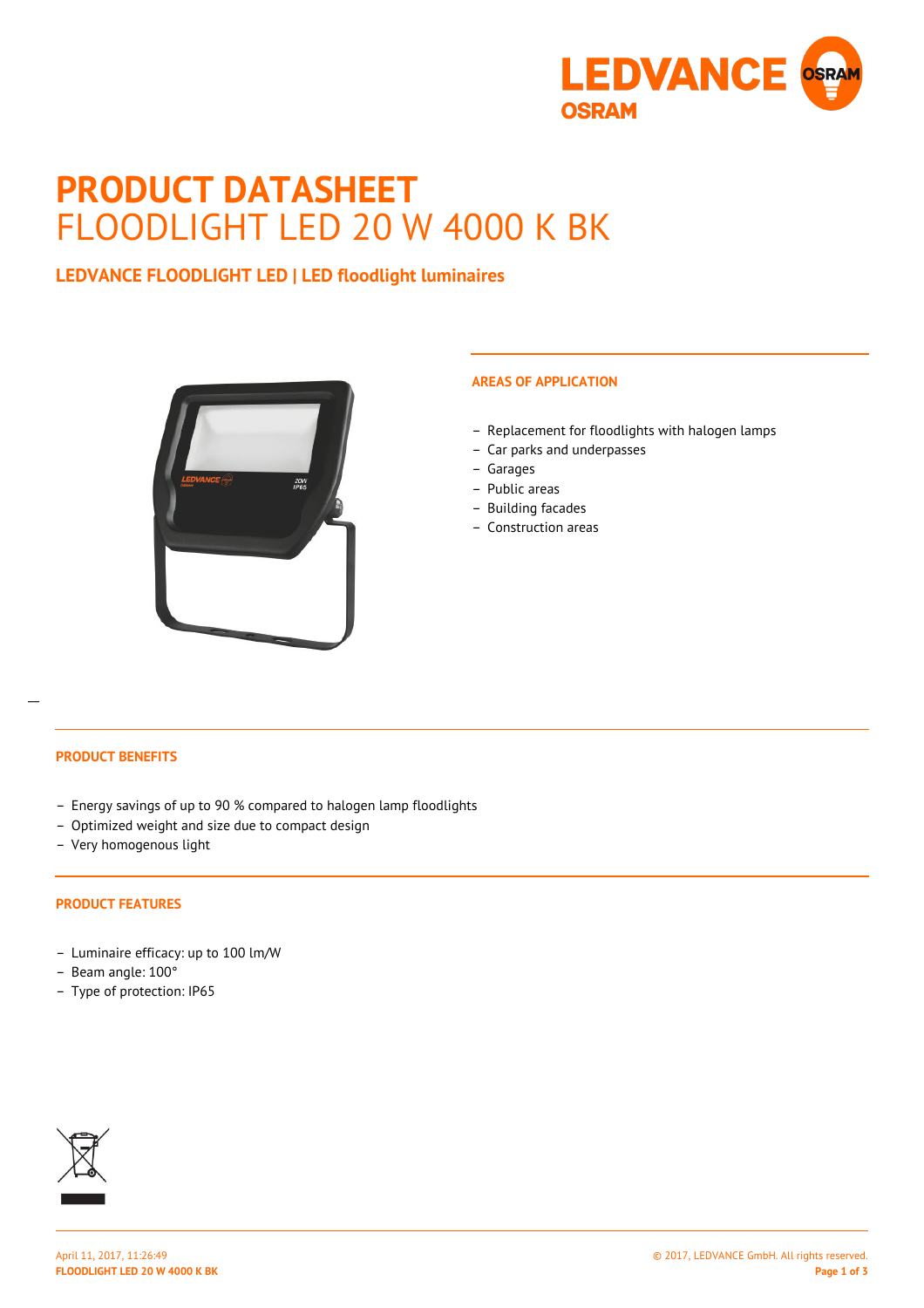# PRODUCT DATASHEET
# FLOODLIGHT LED 20 W 4000 K BK

## LEDVANCE FLOODLIGHT LED | LED floodlight luminaires

### AREAS OF APPLICATION

- Replacement for floodlights with halogen lamps
- Car parks and underpasses
- Garages
- Public areas
- Building facades
- Construction areas

### PRODUCT BENEFITS

- Energy savings of up to 90 % compared to halogen lamp floodlights
- Optimized weight and size due to compact design
- Very homogenous light

### PRODUCT FEATURES

- Luminaire efficacy: up to 100 lm/W
- Beam angle: 100°
- Type of protection: IP65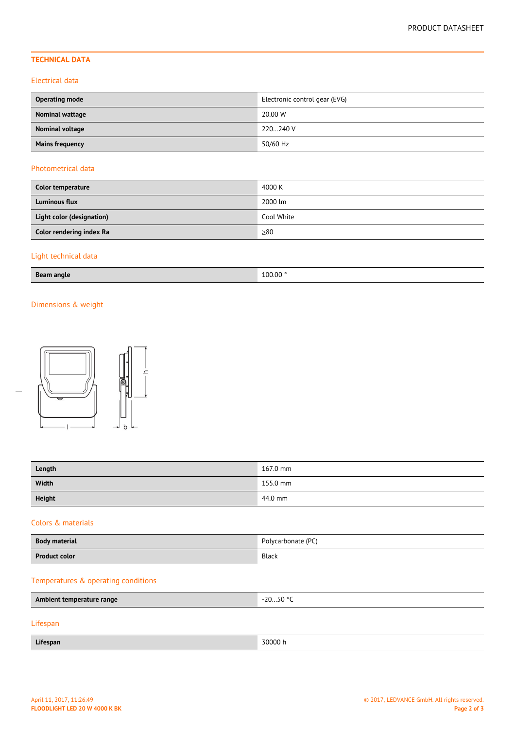## TECHNICAL DATA

### Electrical data

| | |
|---|---|
| **Operating mode** | Electronic control gear (EVG) |
| **Nominal wattage** | 20.00 W |
| **Nominal voltage** | 220…240 V |
| **Mains frequency** | 50/60 Hz |

### Photometrical data

| | |
|---|---|
| **Color temperature** | 4000 K |
| **Luminous flux** | 2000 lm |
| **Light color (designation)** | Cool White |
| **Color rendering index Ra** | ≥80 |

### Light technical data

| | |
|---|---|
| **Beam angle** | 100.00 ° |

### Dimensions & weight

| | |
|---|---|
| **Length** | 167.0 mm |
| **Width** | 155.0 mm |
| **Height** | 44.0 mm |

### Colors & materials

| | |
|---|---|
| **Body material** | Polycarbonate (PC) |
| **Product color** | Black |

### Temperatures & operating conditions

| | |
|---|---|
| **Ambient temperature range** | -20…50 °C |

### Lifespan

| | |
|---|---|
| **Lifespan** | 30000 h |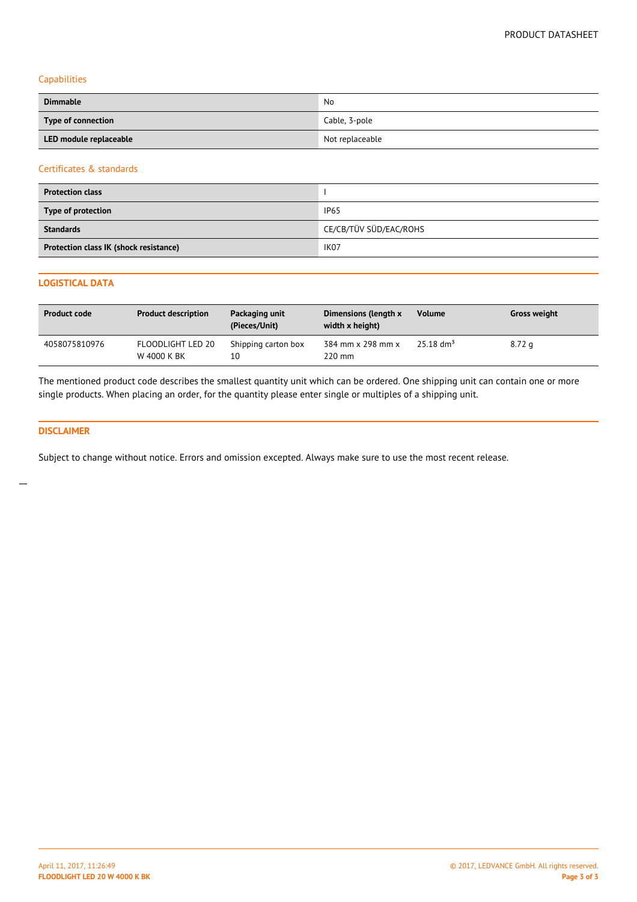### Capabilities

| | |
|---|---|
| **Dimmable** | No |
| **Type of connection** | Cable, 3-pole |
| **LED module replaceable** | Not replaceable |

### Certificates & standards

| | |
|---|---|
| **Protection class** | I |
| **Type of protection** | IP65 |
| **Standards** | CE/CB/TÜV SÜD/EAC/ROHS |
| **Protection class IK (shock resistance)** | IK07 |

## LOGISTICAL DATA

| Product code | Product description | Packaging unit (Pieces/Unit) | Dimensions (length x width x height) | Volume | Gross weight |
|---|---|---|---|---|---|
| 4058075810976 | FLOODLIGHT LED 20 W 4000 K BK | Shipping carton box 10 | 384 mm x 298 mm x 220 mm | 25.18 $dm^3$ | 8.72 g |

The mentioned product code describes the smallest quantity unit which can be ordered. One shipping unit can contain one or more single products. When placing an order, for the quantity please enter single or multiples of a shipping unit.

## DISCLAIMER

Subject to change without notice. Errors and omission excepted. Always make sure to use the most recent release.